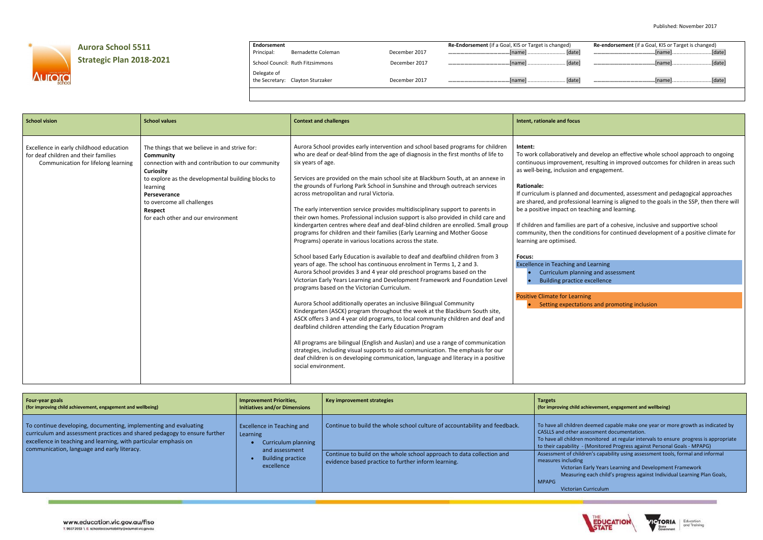Published: November 2017

# Aurora School 5511
## Strategic Plan 2018-2021

| Endorsement | | | Re-Endorsement (if a Goal, KIS or Target is changed) | Re-endorsement (if a Goal, KIS or Target is changed) |
|---|---|---|---|---|
| Principal: | Bernadette Coleman | December 2017 | ..............................[name] .................... [date] | ..............................[name]....................[date] |
| School Council: | Ruth Fitzsimmons | December 2017 | ..............................[name] .................... [date] | ..............................[name]....................[date] |
| Delegate of the Secretary: | Clayton Sturzaker | December 2017 | ..............................[name] .................... [date] | ..............................[name]....................[date] |

| School vision | School values | Context and challenges | Intent, rationale and focus |
|---|---|---|---|
| Excellence in early childhood education for deaf children and their families<br>Communication for lifelong learning | The things that we believe in and strive for:<br>**Community**<br>connection with and contribution to our community<br>**Curiosity**<br>to explore as the developmental building blocks to learning<br>**Perseverance**<br>to overcome all challenges<br>**Respect**<br>for each other and our environment | Aurora School provides early intervention and school based programs for children who are deaf or deaf-blind from the age of diagnosis in the first months of life to six years of age.<br><br>Services are provided on the main school site at Blackburn South, at an annexe in the grounds of Furlong Park School in Sunshine and through outreach services across metropolitan and rural Victoria.<br><br>The early intervention service provides multidisciplinary support to parents in their own homes. Professional inclusion support is also provided in child care and kindergarten centres where deaf and deaf-blind children are enrolled. Small group programs for children and their families (Early Learning and Mother Goose Programs) operate in various locations across the state.<br><br>School based Early Education is available to deaf and deafblind children from 3 years of age. The school has continuous enrolment in Terms 1, 2 and 3. Aurora School provides 3 and 4 year old preschool programs based on the Victorian Early Years Learning and Development Framework and Foundation Level programs based on the Victorian Curriculum.<br><br>Aurora School additionally operates an inclusive Bilingual Community Kindergarten (ASCK) program throughout the week at the Blackburn South site, ASCK offers 3 and 4 year old programs, to local community children and deaf and deafblind children attending the Early Education Program<br><br>All programs are bilingual (English and Auslan) and use a range of communication strategies, including visual supports to aid communication. The emphasis for our deaf children is on developing communication, language and literacy in a positive social environment. | **Intent:**<br>To work collaboratively and develop an effective whole school approach to ongoing continuous improvement, resulting in improved outcomes for children in areas such as well-being, inclusion and engagement.<br><br>**Rationale:**<br>If curriculum is planned and documented, assessment and pedagogical approaches are shared, and professional learning is aligned to the goals in the SSP, then there will be a positive impact on teaching and learning.<br><br>If children and families are part of a cohesive, inclusive and supportive school community, then the conditions for continued development of a positive climate for learning are optimised.<br><br>**Focus:**<br>Excellence in Teaching and Learning<br>• Curriculum planning and assessment<br>• Building practice excellence<br><br>Positive Climate for Learning<br>• Setting expectations and promoting inclusion |

| Four-year goals (for improving child achievement, engagement and wellbeing) | Improvement Priorities, Initiatives and/or Dimensions | Key improvement strategies | Targets (for improving child achievement, engagement and wellbeing) |
|---|---|---|---|
| To continue developing, documenting, implementing and evaluating curriculum and assessment practices and shared pedagogy to ensure further excellence in teaching and learning, with particular emphasis on communication, language and early literacy. | Excellence in Teaching and Learning<br>• Curriculum planning and assessment<br>• Building practice excellence | Continue to build the whole school culture of accountability and feedback. | To have all children deemed capable make one year or more growth as indicated by CASLLS and other assessment documentation.<br>To have all children monitored at regular intervals to ensure progress is appropriate to their capability - (Monitored Progress against Personal Goals - MPAPG) |
| | | Continue to build on the whole school approach to data collection and evidence based practice to further inform learning. | Assessment of children's capability using assessment tools, formal and informal measures including<br>Victorian Early Years Learning and Development Framework<br>Measuring each child's progress against Individual Learning Plan Goals, MPAPG<br>Victorian Curriculum |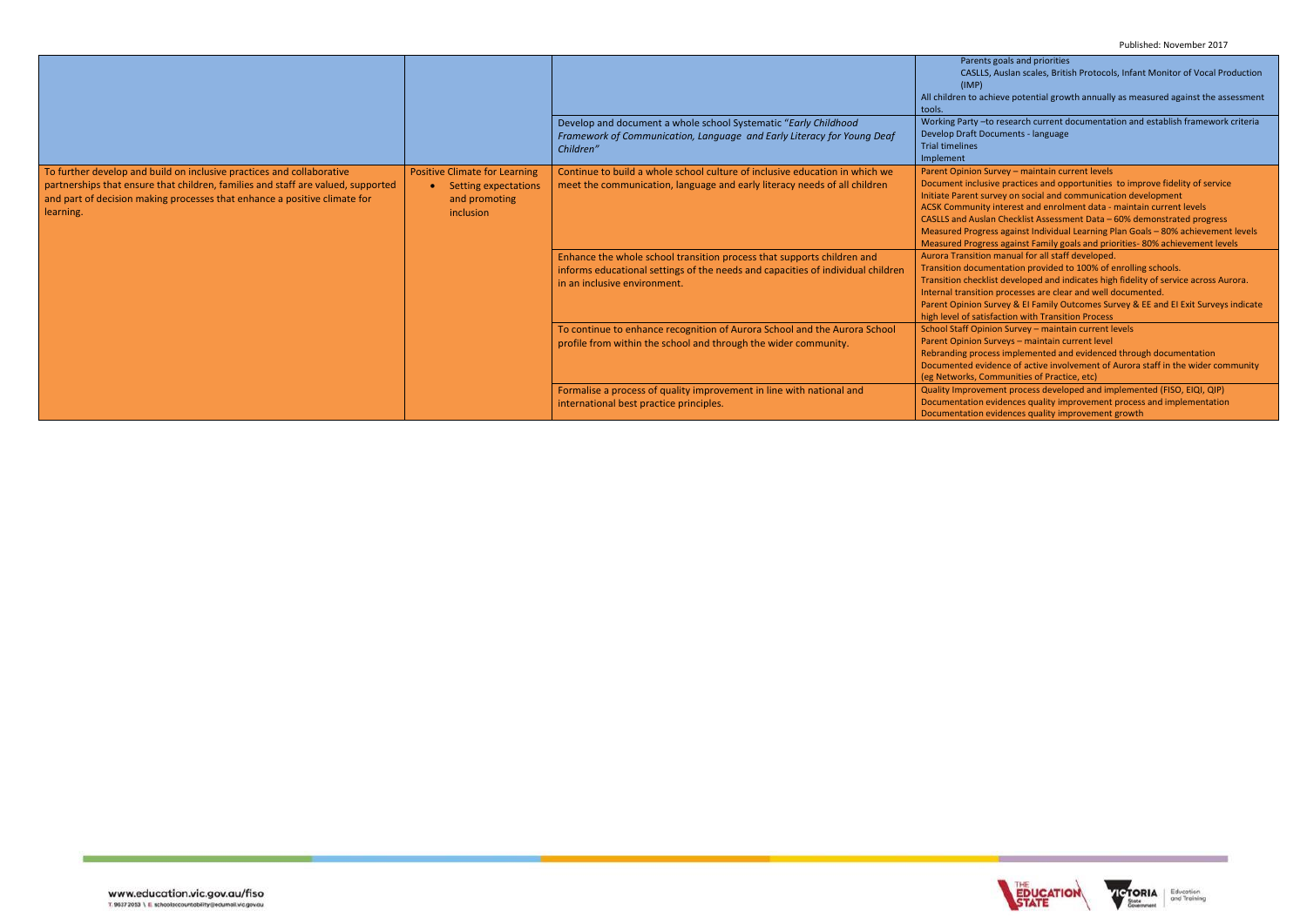| | | | |
|---|---|---|---|
| | | | Parents goals and priorities<br>CASLLS, Auslan scales, British Protocols, Infant Monitor of Vocal Production (IMP)<br>All children to achieve potential growth annually as measured against the assessment tools. |
| | | Develop and document a whole school Systematic *"Early Childhood Framework of Communication, Language and Early Literacy for Young Deaf Children"* | Working Party –to research current documentation and establish framework criteria<br>Develop Draft Documents - language<br>Trial timelines<br>Implement |
| To further develop and build on inclusive practices and collaborative partnerships that ensure that children, families and staff are valued, supported and part of decision making processes that enhance a positive climate for learning. | Positive Climate for Learning<br>• Setting expectations and promoting inclusion | Continue to build a whole school culture of inclusive education in which we meet the communication, language and early literacy needs of all children | Parent Opinion Survey – maintain current levels<br>Document inclusive practices and opportunities to improve fidelity of service<br>Initiate Parent survey on social and communication development<br>ACSK Community interest and enrolment data - maintain current levels<br>CASLLS and Auslan Checklist Assessment Data – 60% demonstrated progress<br>Measured Progress against Individual Learning Plan Goals – 80% achievement levels<br>Measured Progress against Family goals and priorities- 80% achievement levels |
| | | Enhance the whole school transition process that supports children and informs educational settings of the needs and capacities of individual children in an inclusive environment. | Aurora Transition manual for all staff developed.<br>Transition documentation provided to 100% of enrolling schools.<br>Transition checklist developed and indicates high fidelity of service across Aurora.<br>Internal transition processes are clear and well documented.<br>Parent Opinion Survey & EI Family Outcomes Survey & EE and EI Exit Surveys indicate high level of satisfaction with Transition Process |
| | | To continue to enhance recognition of Aurora School and the Aurora School profile from within the school and through the wider community. | School Staff Opinion Survey – maintain current levels<br>Parent Opinion Surveys – maintain current level<br>Rebranding process implemented and evidenced through documentation<br>Documented evidence of active involvement of Aurora staff in the wider community (eg Networks, Communities of Practice, etc) |
| | | Formalise a process of quality improvement in line with national and international best practice principles. | Quality Improvement process developed and implemented (FISO, EIQI, QIP)<br>Documentation evidences quality improvement process and implementation<br>Documentation evidences quality improvement growth |